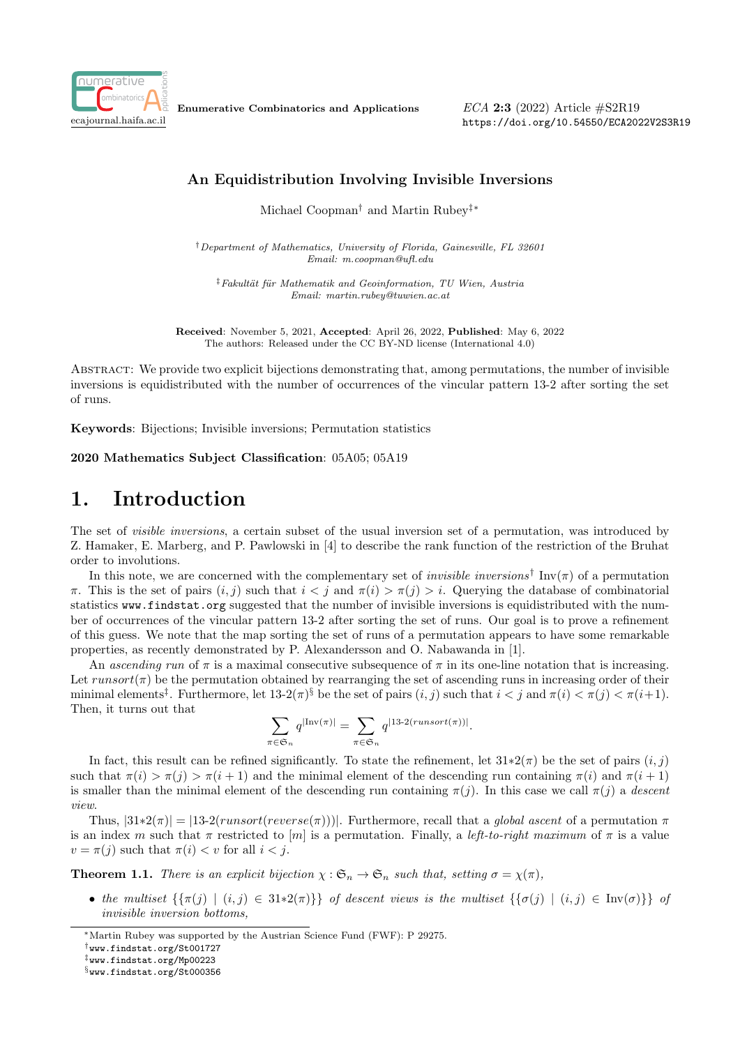# An Equidistribution Involving Invisible Inversions

Michael Coopman[†] and Martin Rubey[‡*]

[†] *Department of Mathematics, University of Florida, Gainesville, FL 32601*
*Email: m.coopman@ufl.edu*

[‡] *Fakultät für Mathematik and Geoinformation, TU Wien, Austria*
*Email: martin.rubey@tuwien.ac.at*

**Received**: November 5, 2021, **Accepted**: April 26, 2022, **Published**: May 6, 2022
The authors: Released under the CC BY-ND license (International 4.0)

Abstract: We provide two explicit bijections demonstrating that, among permutations, the number of invisible inversions is equidistributed with the number of occurrences of the vincular pattern 13-2 after sorting the set of runs.

**Keywords**: Bijections; Invisible inversions; Permutation statistics

**2020 Mathematics Subject Classification**: 05A05; 05A19

# 1. Introduction

The set of *visible inversions*, a certain subset of the usual inversion set of a permutation, was introduced by Z. Hamaker, E. Marberg, and P. Pawlowski in [4] to describe the rank function of the restriction of the Bruhat order to involutions.

In this note, we are concerned with the complementary set of *invisible inversions*[†] $\mathrm{Inv}(\pi)$ of a permutation $\pi$. This is the set of pairs $(i, j)$ such that $i < j$ and $\pi(i) > \pi(j) > i$. Querying the database of combinatorial statistics www.findstat.org suggested that the number of invisible inversions is equidistributed with the number of occurrences of the vincular pattern 13-2 after sorting the set of runs. Our goal is to prove a refinement of this guess. We note that the map sorting the set of runs of a permutation appears to have some remarkable properties, as recently demonstrated by P. Alexandersson and O. Nabawanda in [1].

An *ascending run* of $\pi$ is a maximal consecutive subsequence of $\pi$ in its one-line notation that is increasing. Let $runsort(\pi)$ be the permutation obtained by rearranging the set of ascending runs in increasing order of their minimal elements[‡]. Furthermore, let 13-2$(\pi)$[§] be the set of pairs $(i, j)$ such that $i < j$ and $\pi(i) < \pi(j) < \pi(i+1)$. Then, it turns out that

$$\sum_{\pi \in \mathfrak{S}_n} q^{|\mathrm{Inv}(\pi)|} = \sum_{\pi \in \mathfrak{S}_n} q^{|13\text{-}2(runsort(\pi))|}.$$

In fact, this result can be refined significantly. To state the refinement, let $31{*}2(\pi)$ be the set of pairs $(i, j)$ such that $\pi(i) > \pi(j) > \pi(i+1)$ and the minimal element of the descending run containing $\pi(i)$ and $\pi(i+1)$ is smaller than the minimal element of the descending run containing $\pi(j)$. In this case we call $\pi(j)$ a *descent view*.

Thus, $|31{*}2(\pi)| = |13\text{-}2(runsort(reverse(\pi)))|$. Furthermore, recall that a *global ascent* of a permutation $\pi$ is an index $m$ such that $\pi$ restricted to $[m]$ is a permutation. Finally, a *left-to-right maximum* of $\pi$ is a value $v = \pi(j)$ such that $\pi(i) < v$ for all $i < j$.

**Theorem 1.1.** *There is an explicit bijection $\chi : \mathfrak{S}_n \to \mathfrak{S}_n$ such that, setting $\sigma = \chi(\pi)$,*

- *the multiset $\{\{\pi(j) \mid (i, j) \in 31{*}2(\pi)\}\}$ of descent views is the multiset $\{\{\sigma(j) \mid (i, j) \in \mathrm{Inv}(\sigma)\}\}$ of invisible inversion bottoms,*

---

*Martin Rubey was supported by the Austrian Science Fund (FWF): P 29275.

[†] www.findstat.org/St001727

[‡] www.findstat.org/Mp00223

[§] www.findstat.org/St000356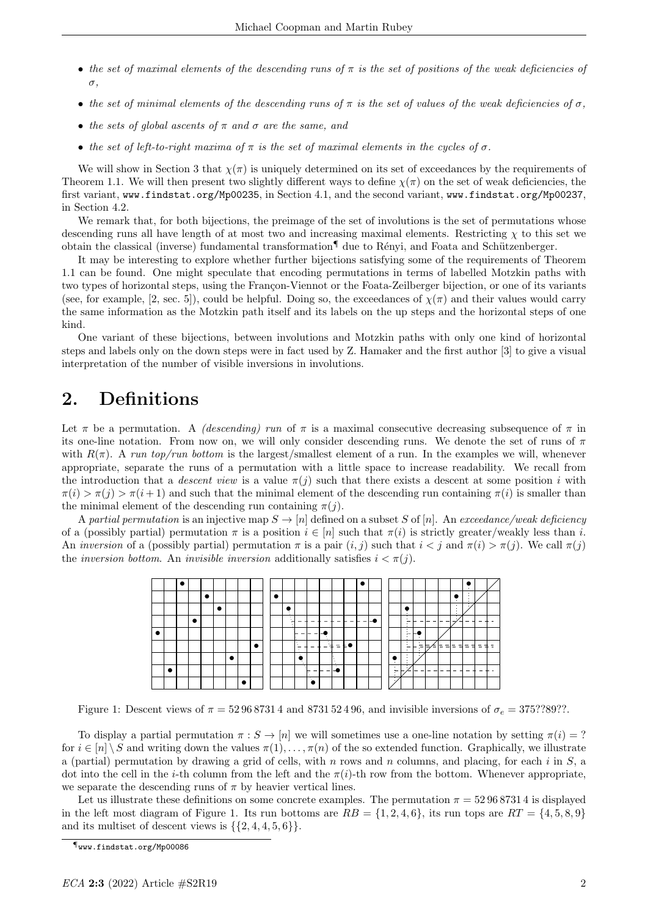- *the set of maximal elements of the descending runs of $\pi$ is the set of positions of the weak deficiencies of $\sigma$,*
- *the set of minimal elements of the descending runs of $\pi$ is the set of values of the weak deficiencies of $\sigma$,*
- *the sets of global ascents of $\pi$ and $\sigma$ are the same, and*
- *the set of left-to-right maxima of $\pi$ is the set of maximal elements in the cycles of $\sigma$.*

We will show in Section 3 that $\chi(\pi)$ is uniquely determined on its set of exceedances by the requirements of Theorem 1.1. We will then present two slightly different ways to define $\chi(\pi)$ on the set of weak deficiencies, the first variant, `www.findstat.org/Mp00235`, in Section 4.1, and the second variant, `www.findstat.org/Mp00237`, in Section 4.2.

We remark that, for both bijections, the preimage of the set of involutions is the set of permutations whose descending runs all have length of at most two and increasing maximal elements. Restricting $\chi$ to this set we obtain the classical (inverse) fundamental transformation[¶] due to Rényi, and Foata and Schützenberger.

It may be interesting to explore whether further bijections satisfying some of the requirements of Theorem 1.1 can be found. One might speculate that encoding permutations in terms of labelled Motzkin paths with two types of horizontal steps, using the Françon-Viennot or the Foata-Zeilberger bijection, or one of its variants (see, for example, [2, sec. 5]), could be helpful. Doing so, the exceedances of $\chi(\pi)$ and their values would carry the same information as the Motzkin path itself and its labels on the up steps and the horizontal steps of one kind.

One variant of these bijections, between involutions and Motzkin paths with only one kind of horizontal steps and labels only on the down steps were in fact used by Z. Hamaker and the first author [3] to give a visual interpretation of the number of visible inversions in involutions.

## 2. Definitions

Let $\pi$ be a permutation. A *(descending) run* of $\pi$ is a maximal consecutive decreasing subsequence of $\pi$ in its one-line notation. From now on, we will only consider descending runs. We denote the set of runs of $\pi$ with $R(\pi)$. A *run top/run bottom* is the largest/smallest element of a run. In the examples we will, whenever appropriate, separate the runs of a permutation with a little space to increase readability. We recall from the introduction that a *descent view* is a value $\pi(j)$ such that there exists a descent at some position $i$ with $\pi(i) > \pi(j) > \pi(i+1)$ and such that the minimal element of the descending run containing $\pi(i)$ is smaller than the minimal element of the descending run containing $\pi(j)$.

A *partial permutation* is an injective map $S \to [n]$ defined on a subset $S$ of $[n]$. An *exceedance/weak deficiency* of a (possibly partial) permutation $\pi$ is a position $i \in [n]$ such that $\pi(i)$ is strictly greater/weakly less than $i$. An *inversion* of a (possibly partial) permutation $\pi$ is a pair $(i, j)$ such that $i < j$ and $\pi(i) > \pi(j)$. We call $\pi(j)$ the *inversion bottom*. An *invisible inversion* additionally satisfies $i < \pi(j)$.

Figure 1: Descent views of $\pi = 52\,96\,8731\,4$ and $8731\,52\,4\,96$, and invisible inversions of $\sigma_e = 375??89??$.

To display a partial permutation $\pi : S \to [n]$ we will sometimes use a one-line notation by setting $\pi(i) = ?$ for $i \in [n] \setminus S$ and writing down the values $\pi(1), \ldots, \pi(n)$ of the so extended function. Graphically, we illustrate a (partial) permutation by drawing a grid of cells, with $n$ rows and $n$ columns, and placing, for each $i$ in $S$, a dot into the cell in the $i$-th column from the left and the $\pi(i)$-th row from the bottom. Whenever appropriate, we separate the descending runs of $\pi$ by heavier vertical lines.

Let us illustrate these definitions on some concrete examples. The permutation $\pi = 52\,96\,8731\,4$ is displayed in the left most diagram of Figure 1. Its run bottoms are $RB = \{1, 2, 4, 6\}$, its run tops are $RT = \{4, 5, 8, 9\}$ and its multiset of descent views is $\{\{2, 4, 4, 5, 6\}\}$.

[¶] `www.findstat.org/Mp00086`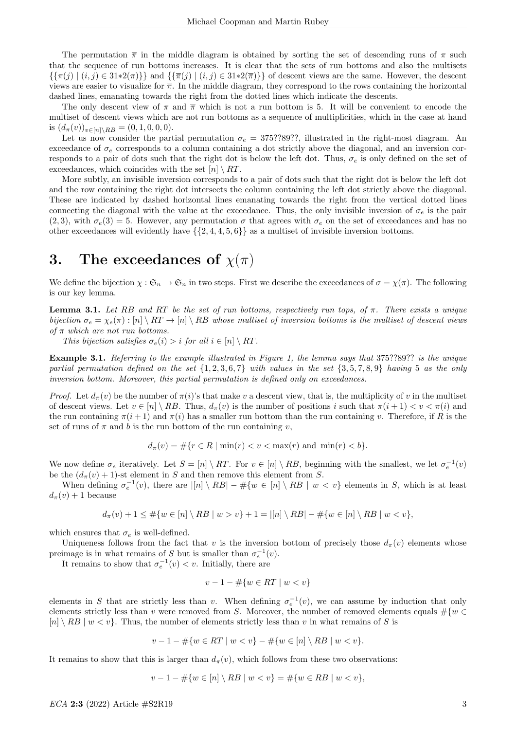The permutation $\overline{\pi}$ in the middle diagram is obtained by sorting the set of descending runs of $\pi$ such that the sequence of run bottoms increases. It is clear that the sets of run bottoms and also the multisets $\{\{\pi(j) \mid (i,j) \in 31{*}2(\pi)\}\}$ and $\{\{\overline{\pi}(j) \mid (i,j) \in 31{*}2(\overline{\pi})\}\}$ of descent views are the same. However, the descent views are easier to visualize for $\overline{\pi}$. In the middle diagram, they correspond to the rows containing the horizontal dashed lines, emanating towards the right from the dotted lines which indicate the descents.

The only descent view of $\pi$ and $\overline{\pi}$ which is not a run bottom is 5. It will be convenient to encode the multiset of descent views which are not run bottoms as a sequence of multiplicities, which in the case at hand is $(d_\pi(v))_{v\in[n]\setminus RB} = (0,1,0,0,0)$.

Let us now consider the partial permutation $\sigma_e = 375??89??$, illustrated in the right-most diagram. An exceedance of $\sigma_e$ corresponds to a column containing a dot strictly above the diagonal, and an inversion corresponds to a pair of dots such that the right dot is below the left dot. Thus, $\sigma_e$ is only defined on the set of exceedances, which coincides with the set $[n] \setminus RT$.

More subtly, an invisible inversion corresponds to a pair of dots such that the right dot is below the left dot and the row containing the right dot intersects the column containing the left dot strictly above the diagonal. These are indicated by dashed horizontal lines emanating towards the right from the vertical dotted lines connecting the diagonal with the value at the exceedance. Thus, the only invisible inversion of $\sigma_e$ is the pair $(2,3)$, with $\sigma_e(3) = 5$. However, any permutation $\sigma$ that agrees with $\sigma_e$ on the set of exceedances and has no other exceedances will evidently have $\{\{2,4,4,5,6\}\}$ as a multiset of invisible inversion bottoms.

# 3. The exceedances of $\chi(\pi)$

We define the bijection $\chi : \mathfrak{S}_n \to \mathfrak{S}_n$ in two steps. First we describe the exceedances of $\sigma = \chi(\pi)$. The following is our key lemma.

**Lemma 3.1.** *Let $RB$ and $RT$ be the set of run bottoms, respectively run tops, of $\pi$. There exists a unique bijection $\sigma_e = \chi_e(\pi) : [n] \setminus RT \to [n] \setminus RB$ whose multiset of inversion bottoms is the multiset of descent views of $\pi$ which are not run bottoms.*

*This bijection satisfies $\sigma_e(i) > i$ for all $i \in [n] \setminus RT$.*

**Example 3.1.** *Referring to the example illustrated in Figure 1, the lemma says that $375??89??$ is the unique partial permutation defined on the set $\{1,2,3,6,7\}$ with values in the set $\{3,5,7,8,9\}$ having 5 as the only inversion bottom. Moreover, this partial permutation is defined only on exceedances.*

*Proof.* Let $d_\pi(v)$ be the number of $\pi(i)$'s that make $v$ a descent view, that is, the multiplicity of $v$ in the multiset of descent views. Let $v \in [n] \setminus RB$. Thus, $d_\pi(v)$ is the number of positions $i$ such that $\pi(i+1) < v < \pi(i)$ and the run containing $\pi(i+1)$ and $\pi(i)$ has a smaller run bottom than the run containing $v$. Therefore, if $R$ is the set of runs of $\pi$ and $b$ is the run bottom of the run containing $v$,

$$d_\pi(v) = \#\{r \in R \mid \min(r) < v < \max(r) \text{ and } \min(r) < b\}.$$

We now define $\sigma_e$ iteratively. Let $S = [n] \setminus RT$. For $v \in [n] \setminus RB$, beginning with the smallest, we let $\sigma_e^{-1}(v)$ be the $(d_\pi(v)+1)$-st element in $S$ and then remove this element from $S$.

When defining $\sigma_e^{-1}(v)$, there are $|[n] \setminus RB| - \#\{w \in [n] \setminus RB \mid w < v\}$ elements in $S$, which is at least $d_\pi(v) + 1$ because

$$d_\pi(v) + 1 \leq \#\{w \in [n] \setminus RB \mid w > v\} + 1 = |[n] \setminus RB| - \#\{w \in [n] \setminus RB \mid w < v\},$$

which ensures that $\sigma_e$ is well-defined.

Uniqueness follows from the fact that $v$ is the inversion bottom of precisely those $d_\pi(v)$ elements whose preimage is in what remains of $S$ but is smaller than $\sigma_e^{-1}(v)$.

It remains to show that $\sigma_e^{-1}(v) < v$. Initially, there are

$$v - 1 - \#\{w \in RT \mid w < v\}$$

elements in $S$ that are strictly less than $v$. When defining $\sigma_e^{-1}(v)$, we can assume by induction that only elements strictly less than $v$ were removed from $S$. Moreover, the number of removed elements equals $\#\{w \in [n] \setminus RB \mid w < v\}$. Thus, the number of elements strictly less than $v$ in what remains of $S$ is

$$v - 1 - \#\{w \in RT \mid w < v\} - \#\{w \in [n] \setminus RB \mid w < v\}.$$

It remains to show that this is larger than $d_\pi(v)$, which follows from these two observations:

$$v - 1 - \#\{w \in [n] \setminus RB \mid w < v\} = \#\{w \in RB \mid w < v\},$$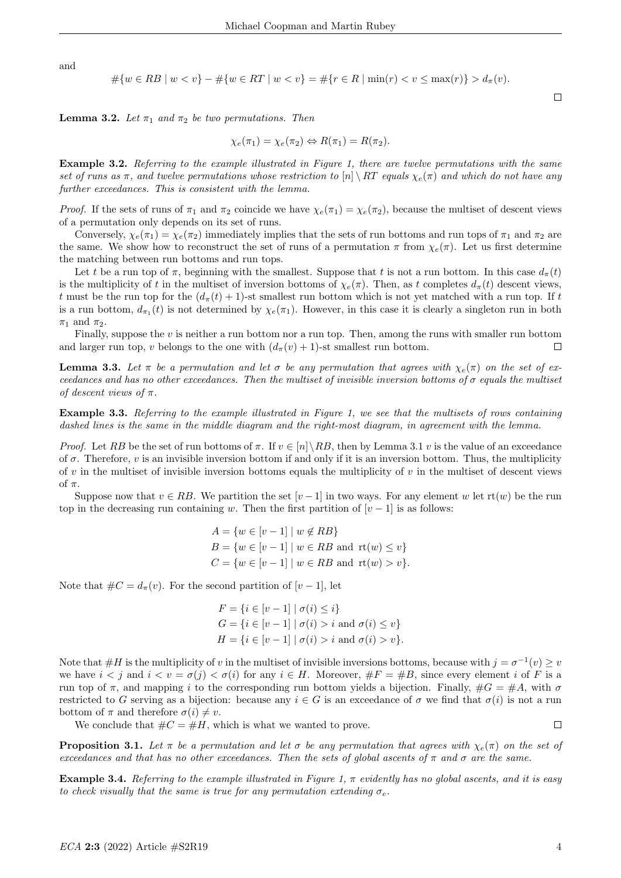and

$$\#\{w \in RB \mid w < v\} - \#\{w \in RT \mid w < v\} = \#\{r \in R \mid \min(r) < v \leq \max(r)\} > d_\pi(v).$$

□

**Lemma 3.2.** *Let $\pi_1$ and $\pi_2$ be two permutations. Then*

$$\chi_e(\pi_1) = \chi_e(\pi_2) \Leftrightarrow R(\pi_1) = R(\pi_2).$$

**Example 3.2.** *Referring to the example illustrated in Figure 1, there are twelve permutations with the same set of runs as $\pi$, and twelve permutations whose restriction to $[n] \setminus RT$ equals $\chi_e(\pi)$ and which do not have any further exceedances. This is consistent with the lemma.*

*Proof.* If the sets of runs of $\pi_1$ and $\pi_2$ coincide we have $\chi_e(\pi_1) = \chi_e(\pi_2)$, because the multiset of descent views of a permutation only depends on its set of runs.

Conversely, $\chi_e(\pi_1) = \chi_e(\pi_2)$ immediately implies that the sets of run bottoms and run tops of $\pi_1$ and $\pi_2$ are the same. We show how to reconstruct the set of runs of a permutation $\pi$ from $\chi_e(\pi)$. Let us first determine the matching between run bottoms and run tops.

Let $t$ be a run top of $\pi$, beginning with the smallest. Suppose that $t$ is not a run bottom. In this case $d_\pi(t)$ is the multiplicity of $t$ in the multiset of inversion bottoms of $\chi_e(\pi)$. Then, as $t$ completes $d_\pi(t)$ descent views, $t$ must be the run top for the $(d_\pi(t)+1)$-st smallest run bottom which is not yet matched with a run top. If $t$ is a run bottom, $d_{\pi_1}(t)$ is not determined by $\chi_e(\pi_1)$. However, in this case it is clearly a singleton run in both $\pi_1$ and $\pi_2$.

Finally, suppose the $v$ is neither a run bottom nor a run top. Then, among the runs with smaller run bottom and larger run top, $v$ belongs to the one with $(d_\pi(v)+1)$-st smallest run bottom. □

**Lemma 3.3.** *Let $\pi$ be a permutation and let $\sigma$ be any permutation that agrees with $\chi_e(\pi)$ on the set of exceedances and has no other exceedances. Then the multiset of invisible inversion bottoms of $\sigma$ equals the multiset of descent views of $\pi$.*

**Example 3.3.** *Referring to the example illustrated in Figure 1, we see that the multisets of rows containing dashed lines is the same in the middle diagram and the right-most diagram, in agreement with the lemma.*

*Proof.* Let $RB$ be the set of run bottoms of $\pi$. If $v \in [n] \setminus RB$, then by Lemma 3.1 $v$ is the value of an exceedance of $\sigma$. Therefore, $v$ is an invisible inversion bottom if and only if it is an inversion bottom. Thus, the multiplicity of $v$ in the multiset of invisible inversion bottoms equals the multiplicity of $v$ in the multiset of descent views of $\pi$.

Suppose now that $v \in RB$. We partition the set $[v-1]$ in two ways. For any element $w$ let $\mathrm{rt}(w)$ be the run top in the decreasing run containing $w$. Then the first partition of $[v-1]$ is as follows:

$$\begin{aligned}
A &= \{w \in [v-1] \mid w \notin RB\} \\
B &= \{w \in [v-1] \mid w \in RB \text{ and } \mathrm{rt}(w) \leq v\} \\
C &= \{w \in [v-1] \mid w \in RB \text{ and } \mathrm{rt}(w) > v\}.
\end{aligned}$$

Note that $\#C = d_\pi(v)$. For the second partition of $[v-1]$, let

$$\begin{aligned}
F &= \{i \in [v-1] \mid \sigma(i) \leq i\} \\
G &= \{i \in [v-1] \mid \sigma(i) > i \text{ and } \sigma(i) \leq v\} \\
H &= \{i \in [v-1] \mid \sigma(i) > i \text{ and } \sigma(i) > v\}.
\end{aligned}$$

Note that $\#H$ is the multiplicity of $v$ in the multiset of invisible inversions bottoms, because with $j = \sigma^{-1}(v) \geq v$ we have $i < j$ and $i < v = \sigma(j) < \sigma(i)$ for any $i \in H$. Moreover, $\#F = \#B$, since every element $i$ of $F$ is a run top of $\pi$, and mapping $i$ to the corresponding run bottom yields a bijection. Finally, $\#G = \#A$, with $\sigma$ restricted to $G$ serving as a bijection: because any $i \in G$ is an exceedance of $\sigma$ we find that $\sigma(i)$ is not a run bottom of $\pi$ and therefore $\sigma(i) \neq v$.

We conclude that $\#C = \#H$, which is what we wanted to prove. □

**Proposition 3.1.** *Let $\pi$ be a permutation and let $\sigma$ be any permutation that agrees with $\chi_e(\pi)$ on the set of exceedances and that has no other exceedances. Then the sets of global ascents of $\pi$ and $\sigma$ are the same.*

**Example 3.4.** *Referring to the example illustrated in Figure 1, $\pi$ evidently has no global ascents, and it is easy to check visually that the same is true for any permutation extending $\sigma_e$.*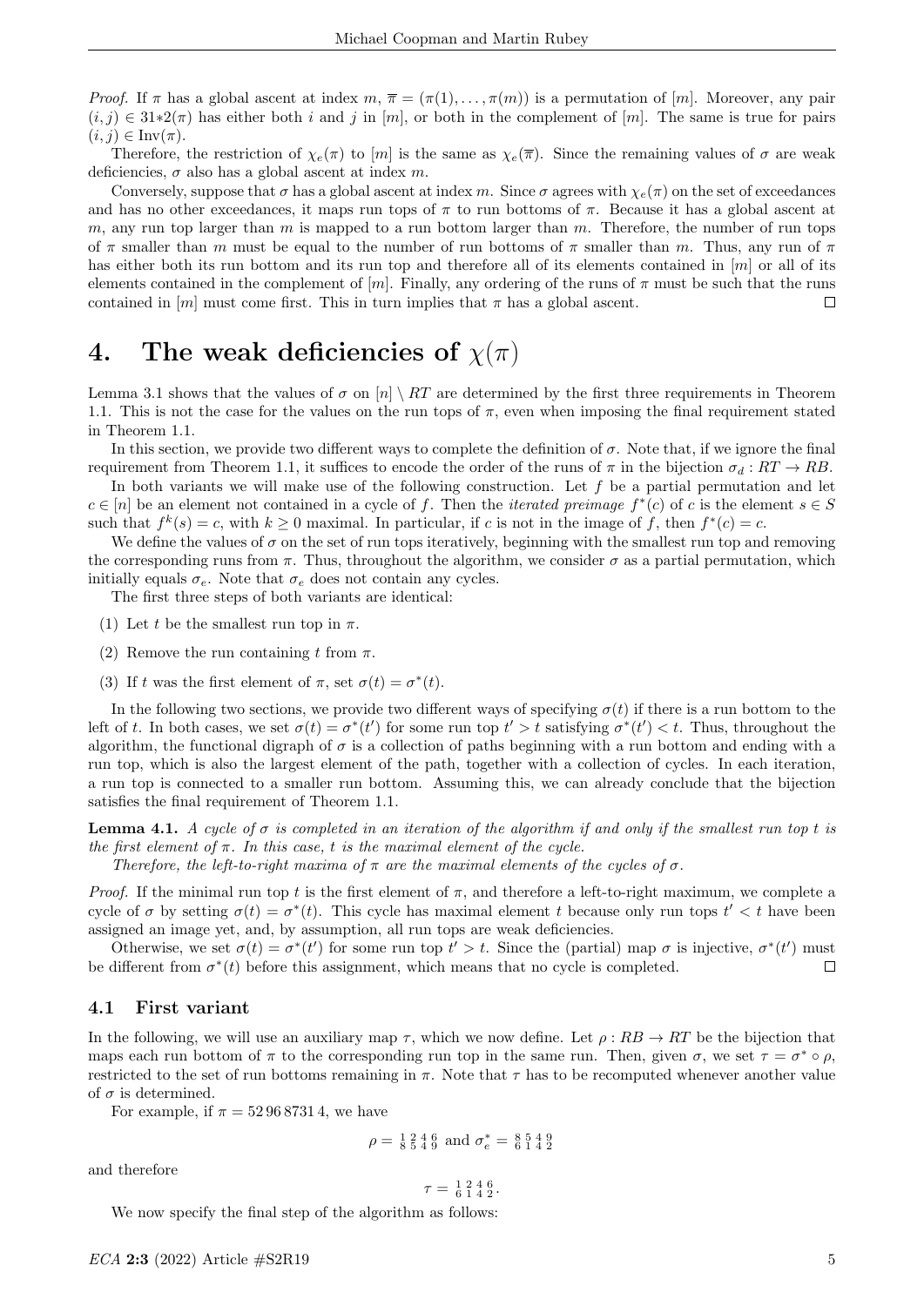*Proof.* If $\pi$ has a global ascent at index $m$, $\overline{\pi} = (\pi(1), \dots, \pi(m))$ is a permutation of $[m]$. Moreover, any pair $(i, j) \in 31{*}2(\pi)$ has either both $i$ and $j$ in $[m]$, or both in the complement of $[m]$. The same is true for pairs $(i, j) \in \mathrm{Inv}(\pi)$.

Therefore, the restriction of $\chi_e(\pi)$ to $[m]$ is the same as $\chi_e(\overline{\pi})$. Since the remaining values of $\sigma$ are weak deficiencies, $\sigma$ also has a global ascent at index $m$.

Conversely, suppose that $\sigma$ has a global ascent at index $m$. Since $\sigma$ agrees with $\chi_e(\pi)$ on the set of exceedances and has no other exceedances, it maps run tops of $\pi$ to run bottoms of $\pi$. Because it has a global ascent at $m$, any run top larger than $m$ is mapped to a run bottom larger than $m$. Therefore, the number of run tops of $\pi$ smaller than $m$ must be equal to the number of run bottoms of $\pi$ smaller than $m$. Thus, any run of $\pi$ has either both its run bottom and its run top and therefore all of its elements contained in $[m]$ or all of its elements contained in the complement of $[m]$. Finally, any ordering of the runs of $\pi$ must be such that the runs contained in $[m]$ must come first. This in turn implies that $\pi$ has a global ascent. $\square$

# 4. The weak deficiencies of $\chi(\pi)$

Lemma 3.1 shows that the values of $\sigma$ on $[n] \setminus RT$ are determined by the first three requirements in Theorem 1.1. This is not the case for the values on the run tops of $\pi$, even when imposing the final requirement stated in Theorem 1.1.

In this section, we provide two different ways to complete the definition of $\sigma$. Note that, if we ignore the final requirement from Theorem 1.1, it suffices to encode the order of the runs of $\pi$ in the bijection $\sigma_d : RT \to RB$.

In both variants we will make use of the following construction. Let $f$ be a partial permutation and let $c \in [n]$ be an element not contained in a cycle of $f$. Then the *iterated preimage* $f^*(c)$ of $c$ is the element $s \in S$ such that $f^k(s) = c$, with $k \geq 0$ maximal. In particular, if $c$ is not in the image of $f$, then $f^*(c) = c$.

We define the values of $\sigma$ on the set of run tops iteratively, beginning with the smallest run top and removing the corresponding runs from $\pi$. Thus, throughout the algorithm, we consider $\sigma$ as a partial permutation, which initially equals $\sigma_e$. Note that $\sigma_e$ does not contain any cycles.

The first three steps of both variants are identical:

(1) Let $t$ be the smallest run top in $\pi$.

(2) Remove the run containing $t$ from $\pi$.

(3) If $t$ was the first element of $\pi$, set $\sigma(t) = \sigma^*(t)$.

In the following two sections, we provide two different ways of specifying $\sigma(t)$ if there is a run bottom to the left of $t$. In both cases, we set $\sigma(t) = \sigma^*(t')$ for some run top $t' > t$ satisfying $\sigma^*(t') < t$. Thus, throughout the algorithm, the functional digraph of $\sigma$ is a collection of paths beginning with a run bottom and ending with a run top, which is also the largest element of the path, together with a collection of cycles. In each iteration, a run top is connected to a smaller run bottom. Assuming this, we can already conclude that the bijection satisfies the final requirement of Theorem 1.1.

**Lemma 4.1.** *A cycle of $\sigma$ is completed in an iteration of the algorithm if and only if the smallest run top $t$ is the first element of $\pi$. In this case, $t$ is the maximal element of the cycle.*

*Therefore, the left-to-right maxima of $\pi$ are the maximal elements of the cycles of $\sigma$.*

*Proof.* If the minimal run top $t$ is the first element of $\pi$, and therefore a left-to-right maximum, we complete a cycle of $\sigma$ by setting $\sigma(t) = \sigma^*(t)$. This cycle has maximal element $t$ because only run tops $t' < t$ have been assigned an image yet, and, by assumption, all run tops are weak deficiencies.

Otherwise, we set $\sigma(t) = \sigma^*(t')$ for some run top $t' > t$. Since the (partial) map $\sigma$ is injective, $\sigma^*(t')$ must be different from $\sigma^*(t)$ before this assignment, which means that no cycle is completed. $\square$

## 4.1 First variant

In the following, we will use an auxiliary map $\tau$, which we now define. Let $\rho : RB \to RT$ be the bijection that maps each run bottom of $\pi$ to the corresponding run top in the same run. Then, given $\sigma$, we set $\tau = \sigma^* \circ \rho$, restricted to the set of run bottoms remaining in $\pi$. Note that $\tau$ has to be recomputed whenever another value of $\sigma$ is determined.

For example, if $\pi = 52\,96\,8731\,4$, we have

$$\rho = \begin{smallmatrix} 1 & 2 & 4 & 6 \\ 8 & 5 & 4 & 9 \end{smallmatrix} \text{ and } \sigma_e^* = \begin{smallmatrix} 8 & 5 & 4 & 9 \\ 6 & 1 & 4 & 2 \end{smallmatrix}$$

and therefore

$$\tau = \begin{smallmatrix} 1 & 2 & 4 & 6 \\ 6 & 1 & 4 & 2 \end{smallmatrix}.$$

We now specify the final step of the algorithm as follows: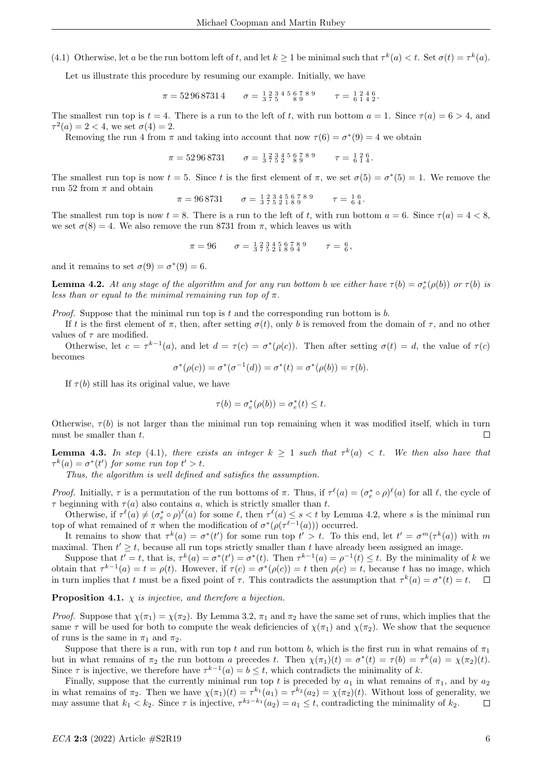(4.1) Otherwise, let $a$ be the run bottom left of $t$, and let $k \geq 1$ be minimal such that $\tau^k(a) < t$. Set $\sigma(t) = \tau^k(a)$.

Let us illustrate this procedure by resuming our example. Initially, we have

$$\pi = 52\,96\,8731\,4 \qquad \sigma = {}^{1}_{3}\,{}^{2}_{7}\,{}^{3}_{5}\,{}^{4}\,{}^{5}\,{}^{6}_{8}\,{}^{7}_{9}\,{}^{8}\,{}^{9} \qquad \tau = {}^{1}_{6}\,{}^{2}_{1}\,{}^{4}_{4}\,{}^{6}_{2}.$$

The smallest run top is $t = 4$. There is a run to the left of $t$, with run bottom $a = 1$. Since $\tau(a) = 6 > 4$, and $\tau^2(a) = 2 < 4$, we set $\sigma(4) = 2$.

Removing the run 4 from $\pi$ and taking into account that now $\tau(6) = \sigma^*(9) = 4$ we obtain

$$\pi = 52\,96\,8731 \qquad \sigma = {}^{1}_{3}\,{}^{2}_{7}\,{}^{3}_{5}\,{}^{4}_{2}\,{}^{5}\,{}^{6}_{8}\,{}^{7}_{9}\,{}^{8}\,{}^{9} \qquad \tau = {}^{1}_{6}\,{}^{2}_{1}\,{}^{6}_{4}.$$

The smallest run top is now $t = 5$. Since $t$ is the first element of $\pi$, we set $\sigma(5) = \sigma^*(5) = 1$. We remove the run 52 from $\pi$ and obtain

$$\pi = 96\,8731 \qquad \sigma = {}^{1}_{3}\,{}^{2}_{7}\,{}^{3}_{5}\,{}^{4}_{2}\,{}^{5}_{1}\,{}^{6}_{8}\,{}^{7}_{9}\,{}^{8}\,{}^{9} \qquad \tau = {}^{1}_{6}\,{}^{6}_{4}.$$

The smallest run top is now $t = 8$. There is a run to the left of $t$, with run bottom $a = 6$. Since $\tau(a) = 4 < 8$, we set $\sigma(8) = 4$. We also remove the run 8731 from $\pi$, which leaves us with

$$\pi = 96 \qquad \sigma = {}^{1}_{3}\,{}^{2}_{7}\,{}^{3}_{5}\,{}^{4}_{2}\,{}^{5}_{1}\,{}^{6}_{8}\,{}^{7}_{9}\,{}^{8}_{4}\,{}^{9} \qquad \tau = {}^{6}_{6},$$

and it remains to set $\sigma(9) = \sigma^*(9) = 6$.

**Lemma 4.2.** *At any stage of the algorithm and for any run bottom $b$ we either have $\tau(b) = \sigma_e^*(\rho(b))$ or $\tau(b)$ is less than or equal to the minimal remaining run top of $\pi$.*

*Proof.* Suppose that the minimal run top is $t$ and the corresponding run bottom is $b$.

If $t$ is the first element of $\pi$, then, after setting $\sigma(t)$, only $b$ is removed from the domain of $\tau$, and no other values of $\tau$ are modified.

Otherwise, let $c = \tau^{k-1}(a)$, and let $d = \tau(c) = \sigma^*(\rho(c))$. Then after setting $\sigma(t) = d$, the value of $\tau(c)$ becomes

$$\sigma^*(\rho(c)) = \sigma^*(\sigma^{-1}(d)) = \sigma^*(t) = \sigma^*(\rho(b)) = \tau(b).$$

If $\tau(b)$ still has its original value, we have

$$\tau(b) = \sigma_e^*(\rho(b)) = \sigma_e^*(t) \leq t.$$

Otherwise, $\tau(b)$ is not larger than the minimal run top remaining when it was modified itself, which in turn must be smaller than $t$. □

**Lemma 4.3.** *In step (4.1), there exists an integer $k \geq 1$ such that $\tau^k(a) < t$. We then also have that $\tau^k(a) = \sigma^*(t')$ for some run top $t' > t$.*

*Thus, the algorithm is well defined and satisfies the assumption.*

*Proof.* Initially, $\tau$ is a permutation of the run bottoms of $\pi$. Thus, if $\tau^\ell(a) = (\sigma_e^* \circ \rho)^\ell(a)$ for all $\ell$, the cycle of $\tau$ beginning with $\tau(a)$ also contains $a$, which is strictly smaller than $t$.

Otherwise, if $\tau^\ell(a) \neq (\sigma_e^* \circ \rho)^\ell(a)$ for some $\ell$, then $\tau^\ell(a) \leq s < t$ by Lemma 4.2, where $s$ is the minimal run top of what remained of $\pi$ when the modification of $\sigma^*(\rho(\tau^{\ell-1}(a)))$ occurred.

It remains to show that $\tau^k(a) = \sigma^*(t')$ for some run top $t' > t$. To this end, let $t' = \sigma^m(\tau^k(a))$ with $m$ maximal. Then $t' \geq t$, because all run tops strictly smaller than $t$ have already been assigned an image.

Suppose that $t' = t$, that is, $\tau^k(a) = \sigma^*(t') = \sigma^*(t)$. Then $\tau^{k-1}(a) = \rho^{-1}(t) \leq t$. By the minimality of $k$ we obtain that $\tau^{k-1}(a) = t = \rho(t)$. However, if $\tau(c) = \sigma^*(\rho(c)) = t$ then $\rho(c) = t$, because $t$ has no image, which in turn implies that $t$ must be a fixed point of $\tau$. This contradicts the assumption that $\tau^k(a) = \sigma^*(t) = t$. □

**Proposition 4.1.** *$\chi$ is injective, and therefore a bijection.*

*Proof.* Suppose that $\chi(\pi_1) = \chi(\pi_2)$. By Lemma 3.2, $\pi_1$ and $\pi_2$ have the same set of runs, which implies that the same $\tau$ will be used for both to compute the weak deficiencies of $\chi(\pi_1)$ and $\chi(\pi_2)$. We show that the sequence of runs is the same in $\pi_1$ and $\pi_2$.

Suppose that there is a run, with run top $t$ and run bottom $b$, which is the first run in what remains of $\pi_1$ but in what remains of $\pi_2$ the run bottom $a$ precedes $t$. Then $\chi(\pi_1)(t) = \sigma^*(t) = \tau(b) = \tau^k(a) = \chi(\pi_2)(t)$. Since $\tau$ is injective, we therefore have $\tau^{k-1}(a) = b \leq t$, which contradicts the minimality of $k$.

Finally, suppose that the currently minimal run top $t$ is preceded by $a_1$ in what remains of $\pi_1$, and by $a_2$ in what remains of $\pi_2$. Then we have $\chi(\pi_1)(t) = \tau^{k_1}(a_1) = \tau^{k_2}(a_2) = \chi(\pi_2)(t)$. Without loss of generality, we may assume that $k_1 < k_2$. Since $\tau$ is injective, $\tau^{k_2-k_1}(a_2) = a_1 \leq t$, contradicting the minimality of $k_2$. □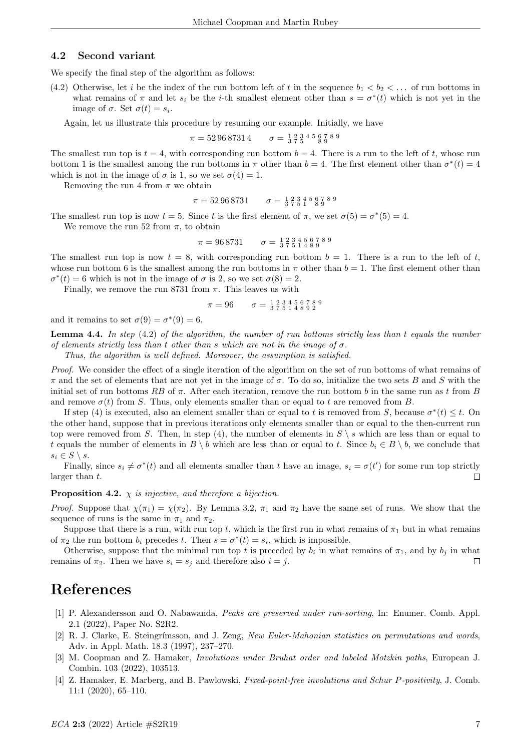### 4.2 Second variant

We specify the final step of the algorithm as follows:

(4.2) Otherwise, let $i$ be the index of the run bottom left of $t$ in the sequence $b_1 < b_2 < \dots$ of run bottoms in what remains of $\pi$ and let $s_i$ be the $i$-th smallest element other than $s = \sigma^*(t)$ which is not yet in the image of $\sigma$. Set $\sigma(t) = s_i$.

Again, let us illustrate this procedure by resuming our example. Initially, we have

$$\pi = 52\,96\,8731\,4 \qquad \sigma = \begin{smallmatrix} 1 & 2 & 3 & 4 & 5 & 6 & 7 & 8 & 9 \\ 3 & 7 & 5 & & & 8 & 9 & & \end{smallmatrix}$$

The smallest run top is $t = 4$, with corresponding run bottom $b = 4$. There is a run to the left of $t$, whose run bottom 1 is the smallest among the run bottoms in $\pi$ other than $b = 4$. The first element other than $\sigma^*(t) = 4$ which is not in the image of $\sigma$ is 1, so we set $\sigma(4) = 1$.

Removing the run 4 from $\pi$ we obtain

$$\pi = 52\,96\,8731 \qquad \sigma = \begin{smallmatrix} 1 & 2 & 3 & 4 & 5 & 6 & 7 & 8 & 9 \\ 3 & 7 & 5 & 1 & & 8 & 9 & & \end{smallmatrix}$$

The smallest run top is now $t = 5$. Since $t$ is the first element of $\pi$, we set $\sigma(5) = \sigma^*(5) = 4$.

We remove the run 52 from $\pi$, to obtain

$$\pi = 96\,8731 \qquad \sigma = \begin{smallmatrix} 1 & 2 & 3 & 4 & 5 & 6 & 7 & 8 & 9 \\ 3 & 7 & 5 & 1 & 4 & 8 & 9 & & \end{smallmatrix}$$

The smallest run top is now $t = 8$, with corresponding run bottom $b = 1$. There is a run to the left of $t$, whose run bottom 6 is the smallest among the run bottoms in $\pi$ other than $b = 1$. The first element other than $\sigma^*(t) = 6$ which is not in the image of $\sigma$ is 2, so we set $\sigma(8) = 2$.

Finally, we remove the run 8731 from $\pi$. This leaves us with

$$\pi = 96 \qquad \sigma = \begin{smallmatrix} 1 & 2 & 3 & 4 & 5 & 6 & 7 & 8 & 9 \\ 3 & 7 & 5 & 1 & 4 & 8 & 9 & 2 & \end{smallmatrix}$$

and it remains to set $\sigma(9) = \sigma^*(9) = 6$.

**Lemma 4.4.** *In step* (4.2) *of the algorithm, the number of run bottoms strictly less than $t$ equals the number of elements strictly less than $t$ other than $s$ which are not in the image of $\sigma$.*

*Thus, the algorithm is well defined. Moreover, the assumption is satisfied.*

*Proof.* We consider the effect of a single iteration of the algorithm on the set of run bottoms of what remains of $\pi$ and the set of elements that are not yet in the image of $\sigma$. To do so, initialize the two sets $B$ and $S$ with the initial set of run bottoms $RB$ of $\pi$. After each iteration, remove the run bottom $b$ in the same run as $t$ from $B$ and remove $\sigma(t)$ from $S$. Thus, only elements smaller than or equal to $t$ are removed from $B$.

If step (4) is executed, also an element smaller than or equal to $t$ is removed from $S$, because $\sigma^*(t) \leq t$. On the other hand, suppose that in previous iterations only elements smaller than or equal to the then-current run top were removed from $S$. Then, in step (4), the number of elements in $S \setminus s$ which are less than or equal to $t$ equals the number of elements in $B \setminus b$ which are less than or equal to $t$. Since $b_i \in B \setminus b$, we conclude that $s_i \in S \setminus s$.

Finally, since $s_i \neq \sigma^*(t)$ and all elements smaller than $t$ have an image, $s_i = \sigma(t')$ for some run top strictly larger than $t$. □

**Proposition 4.2.** *$\chi$ is injective, and therefore a bijection.*

*Proof.* Suppose that $\chi(\pi_1) = \chi(\pi_2)$. By Lemma 3.2, $\pi_1$ and $\pi_2$ have the same set of runs. We show that the sequence of runs is the same in $\pi_1$ and $\pi_2$.

Suppose that there is a run, with run top $t$, which is the first run in what remains of $\pi_1$ but in what remains of $\pi_2$ the run bottom $b_i$ precedes $t$. Then $s = \sigma^*(t) = s_i$, which is impossible.

Otherwise, suppose that the minimal run top $t$ is preceded by $b_i$ in what remains of $\pi_1$, and by $b_j$ in what remains of $\pi_2$. Then we have $s_i = s_j$ and therefore also $i = j$. □

# References

[1] P. Alexandersson and O. Nabawanda, *Peaks are preserved under run-sorting*, In: Enumer. Comb. Appl. 2.1 (2022), Paper No. S2R2.

[2] R. J. Clarke, E. Steingrímsson, and J. Zeng, *New Euler-Mahonian statistics on permutations and words*, Adv. in Appl. Math. 18.3 (1997), 237–270.

[3] M. Coopman and Z. Hamaker, *Involutions under Bruhat order and labeled Motzkin paths*, European J. Combin. 103 (2022), 103513.

[4] Z. Hamaker, E. Marberg, and B. Pawlowski, *Fixed-point-free involutions and Schur P-positivity*, J. Comb. 11:1 (2020), 65–110.